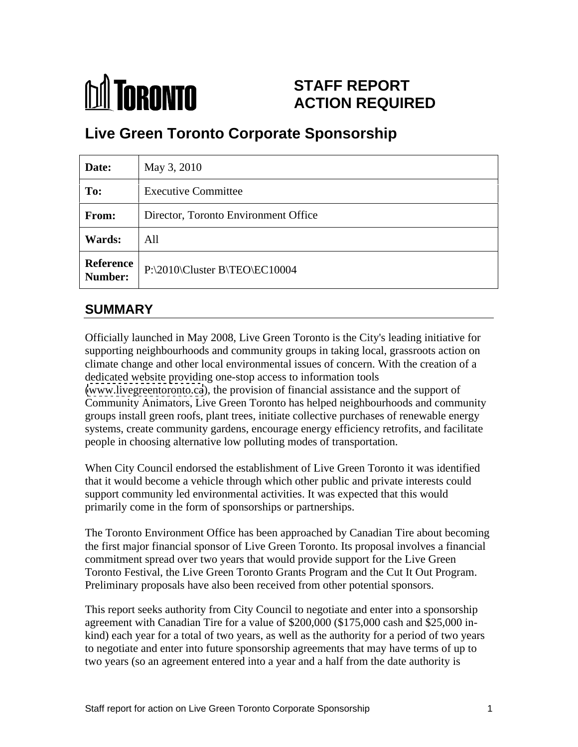TORONTO

# STAFF REPORT ACTION REQUIRED

## Live Green Toronto Corporate Sponsorship

| **Date:** | May 3, 2010 |
|---|---|
| **To:** | Executive Committee |
| **From:** | Director, Toronto Environment Office |
| **Wards:** | All |
| **Reference Number:** | P:\2010\Cluster B\TEO\EC10004 |

## SUMMARY

Officially launched in May 2008, Live Green Toronto is the City's leading initiative for supporting neighbourhoods and community groups in taking local, grassroots action on climate change and other local environmental issues of concern. With the creation of a dedicated website providing one-stop access to information tools (www.livegreentoronto.ca), the provision of financial assistance and the support of Community Animators, Live Green Toronto has helped neighbourhoods and community groups install green roofs, plant trees, initiate collective purchases of renewable energy systems, create community gardens, encourage energy efficiency retrofits, and facilitate people in choosing alternative low polluting modes of transportation.

When City Council endorsed the establishment of Live Green Toronto it was identified that it would become a vehicle through which other public and private interests could support community led environmental activities. It was expected that this would primarily come in the form of sponsorships or partnerships.

The Toronto Environment Office has been approached by Canadian Tire about becoming the first major financial sponsor of Live Green Toronto. Its proposal involves a financial commitment spread over two years that would provide support for the Live Green Toronto Festival, the Live Green Toronto Grants Program and the Cut It Out Program. Preliminary proposals have also been received from other potential sponsors.

This report seeks authority from City Council to negotiate and enter into a sponsorship agreement with Canadian Tire for a value of $200,000 ($175,000 cash and $25,000 in-kind) each year for a total of two years, as well as the authority for a period of two years to negotiate and enter into future sponsorship agreements that may have terms of up to two years (so an agreement entered into a year and a half from the date authority is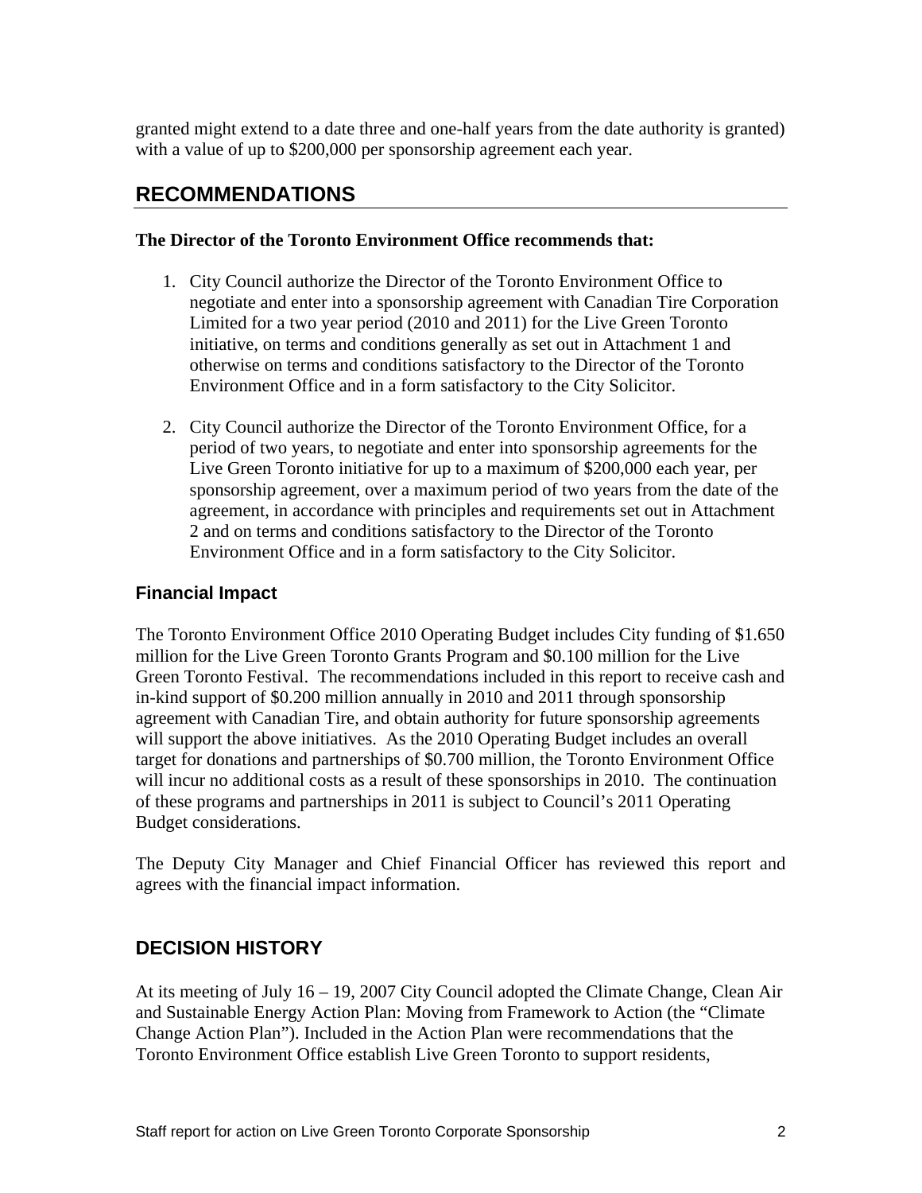granted might extend to a date three and one-half years from the date authority is granted) with a value of up to $200,000 per sponsorship agreement each year.

## RECOMMENDATIONS

**The Director of the Toronto Environment Office recommends that:**

1. City Council authorize the Director of the Toronto Environment Office to negotiate and enter into a sponsorship agreement with Canadian Tire Corporation Limited for a two year period (2010 and 2011) for the Live Green Toronto initiative, on terms and conditions generally as set out in Attachment 1 and otherwise on terms and conditions satisfactory to the Director of the Toronto Environment Office and in a form satisfactory to the City Solicitor.

2. City Council authorize the Director of the Toronto Environment Office, for a period of two years, to negotiate and enter into sponsorship agreements for the Live Green Toronto initiative for up to a maximum of $200,000 each year, per sponsorship agreement, over a maximum period of two years from the date of the agreement, in accordance with principles and requirements set out in Attachment 2 and on terms and conditions satisfactory to the Director of the Toronto Environment Office and in a form satisfactory to the City Solicitor.

### Financial Impact

The Toronto Environment Office 2010 Operating Budget includes City funding of $1.650 million for the Live Green Toronto Grants Program and $0.100 million for the Live Green Toronto Festival. The recommendations included in this report to receive cash and in-kind support of $0.200 million annually in 2010 and 2011 through sponsorship agreement with Canadian Tire, and obtain authority for future sponsorship agreements will support the above initiatives. As the 2010 Operating Budget includes an overall target for donations and partnerships of $0.700 million, the Toronto Environment Office will incur no additional costs as a result of these sponsorships in 2010. The continuation of these programs and partnerships in 2011 is subject to Council's 2011 Operating Budget considerations.

The Deputy City Manager and Chief Financial Officer has reviewed this report and agrees with the financial impact information.

## DECISION HISTORY

At its meeting of July 16 – 19, 2007 City Council adopted the Climate Change, Clean Air and Sustainable Energy Action Plan: Moving from Framework to Action (the "Climate Change Action Plan"). Included in the Action Plan were recommendations that the Toronto Environment Office establish Live Green Toronto to support residents,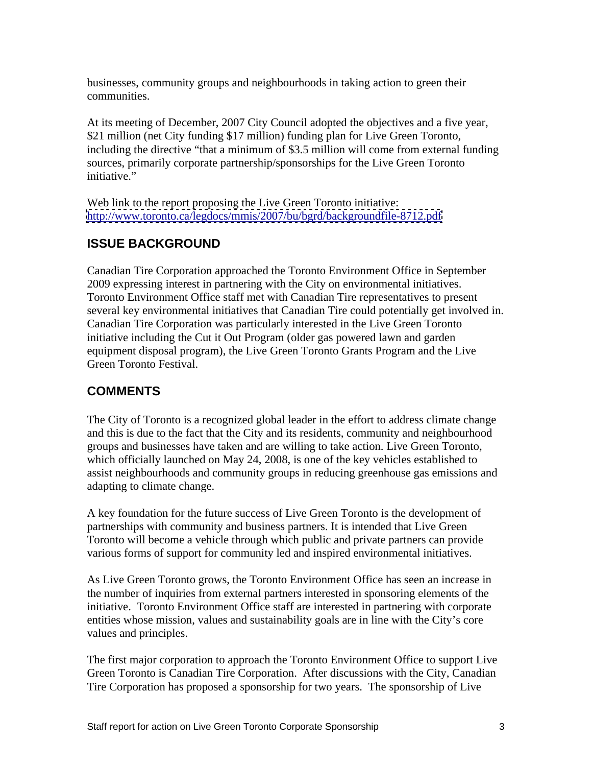businesses, community groups and neighbourhoods in taking action to green their communities.

At its meeting of December, 2007 City Council adopted the objectives and a five year, $21 million (net City funding $17 million) funding plan for Live Green Toronto, including the directive "that a minimum of $3.5 million will come from external funding sources, primarily corporate partnership/sponsorships for the Live Green Toronto initiative."

Web link to the report proposing the Live Green Toronto initiative:
http://www.toronto.ca/legdocs/mmis/2007/bu/bgrd/backgroundfile-8712.pdf

## ISSUE BACKGROUND

Canadian Tire Corporation approached the Toronto Environment Office in September 2009 expressing interest in partnering with the City on environmental initiatives. Toronto Environment Office staff met with Canadian Tire representatives to present several key environmental initiatives that Canadian Tire could potentially get involved in. Canadian Tire Corporation was particularly interested in the Live Green Toronto initiative including the Cut it Out Program (older gas powered lawn and garden equipment disposal program), the Live Green Toronto Grants Program and the Live Green Toronto Festival.

## COMMENTS

The City of Toronto is a recognized global leader in the effort to address climate change and this is due to the fact that the City and its residents, community and neighbourhood groups and businesses have taken and are willing to take action. Live Green Toronto, which officially launched on May 24, 2008, is one of the key vehicles established to assist neighbourhoods and community groups in reducing greenhouse gas emissions and adapting to climate change.

A key foundation for the future success of Live Green Toronto is the development of partnerships with community and business partners. It is intended that Live Green Toronto will become a vehicle through which public and private partners can provide various forms of support for community led and inspired environmental initiatives.

As Live Green Toronto grows, the Toronto Environment Office has seen an increase in the number of inquiries from external partners interested in sponsoring elements of the initiative. Toronto Environment Office staff are interested in partnering with corporate entities whose mission, values and sustainability goals are in line with the City's core values and principles.

The first major corporation to approach the Toronto Environment Office to support Live Green Toronto is Canadian Tire Corporation. After discussions with the City, Canadian Tire Corporation has proposed a sponsorship for two years. The sponsorship of Live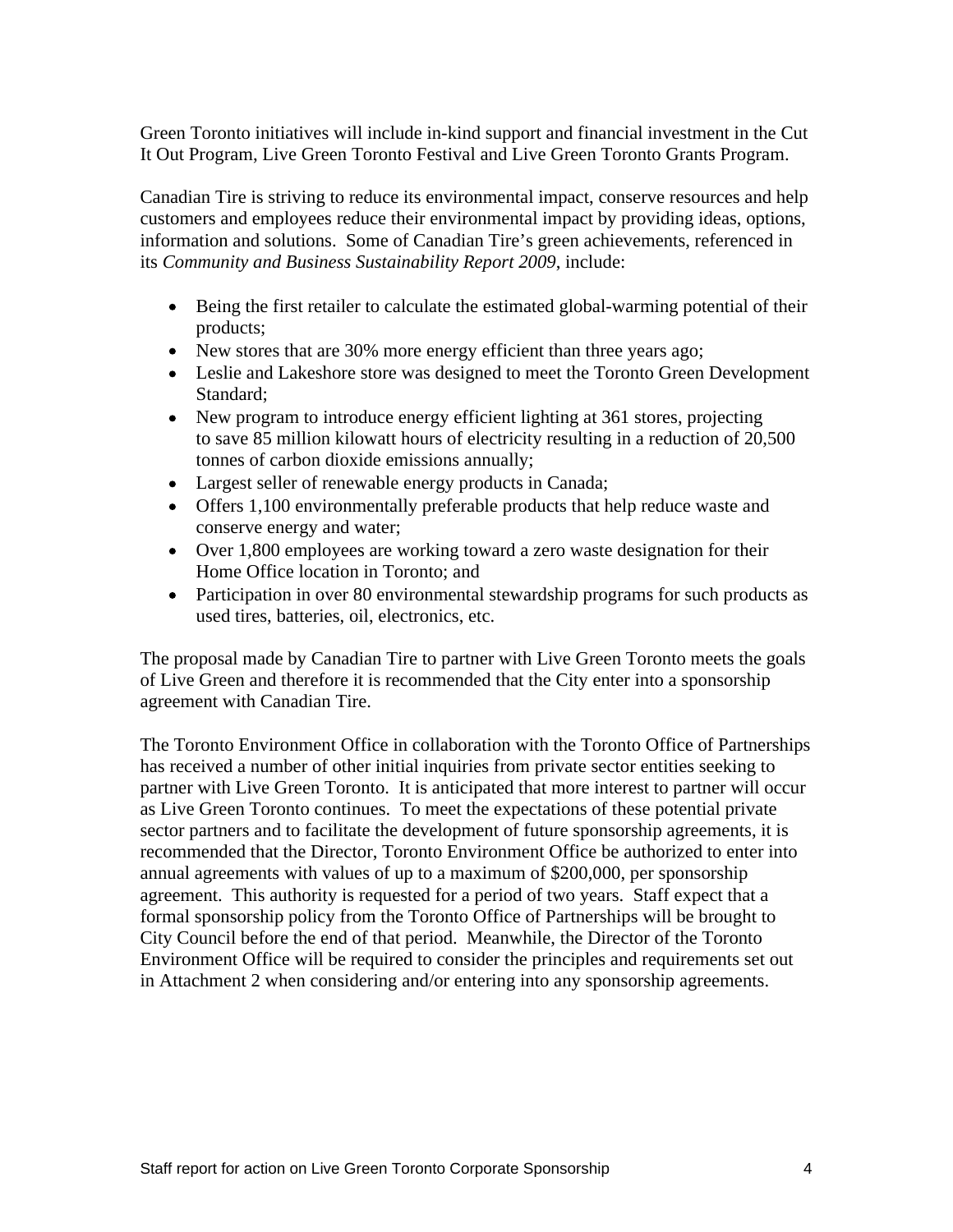Green Toronto initiatives will include in-kind support and financial investment in the Cut It Out Program, Live Green Toronto Festival and Live Green Toronto Grants Program.

Canadian Tire is striving to reduce its environmental impact, conserve resources and help customers and employees reduce their environmental impact by providing ideas, options, information and solutions. Some of Canadian Tire's green achievements, referenced in its *Community and Business Sustainability Report 2009*, include:

- Being the first retailer to calculate the estimated global-warming potential of their products;
- New stores that are 30% more energy efficient than three years ago;
- Leslie and Lakeshore store was designed to meet the Toronto Green Development Standard;
- New program to introduce energy efficient lighting at 361 stores, projecting to save 85 million kilowatt hours of electricity resulting in a reduction of 20,500 tonnes of carbon dioxide emissions annually;
- Largest seller of renewable energy products in Canada;
- Offers 1,100 environmentally preferable products that help reduce waste and conserve energy and water;
- Over 1,800 employees are working toward a zero waste designation for their Home Office location in Toronto; and
- Participation in over 80 environmental stewardship programs for such products as used tires, batteries, oil, electronics, etc.

The proposal made by Canadian Tire to partner with Live Green Toronto meets the goals of Live Green and therefore it is recommended that the City enter into a sponsorship agreement with Canadian Tire.

The Toronto Environment Office in collaboration with the Toronto Office of Partnerships has received a number of other initial inquiries from private sector entities seeking to partner with Live Green Toronto. It is anticipated that more interest to partner will occur as Live Green Toronto continues. To meet the expectations of these potential private sector partners and to facilitate the development of future sponsorship agreements, it is recommended that the Director, Toronto Environment Office be authorized to enter into annual agreements with values of up to a maximum of $200,000, per sponsorship agreement. This authority is requested for a period of two years. Staff expect that a formal sponsorship policy from the Toronto Office of Partnerships will be brought to City Council before the end of that period. Meanwhile, the Director of the Toronto Environment Office will be required to consider the principles and requirements set out in Attachment 2 when considering and/or entering into any sponsorship agreements.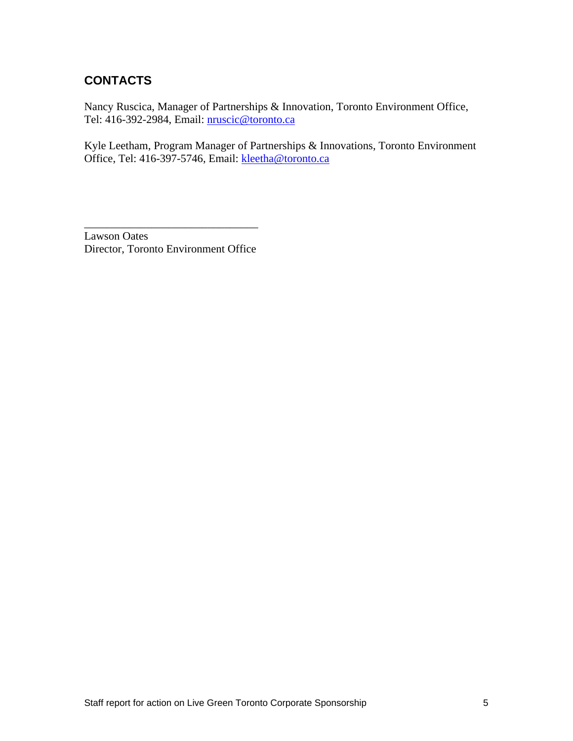## CONTACTS

Nancy Ruscica, Manager of Partnerships & Innovation, Toronto Environment Office, Tel: 416-392-2984, Email: nruscic@toronto.ca

Kyle Leetham, Program Manager of Partnerships & Innovations, Toronto Environment Office, Tel: 416-397-5746, Email: kleetha@toronto.ca

_______________________________

Lawson Oates
Director, Toronto Environment Office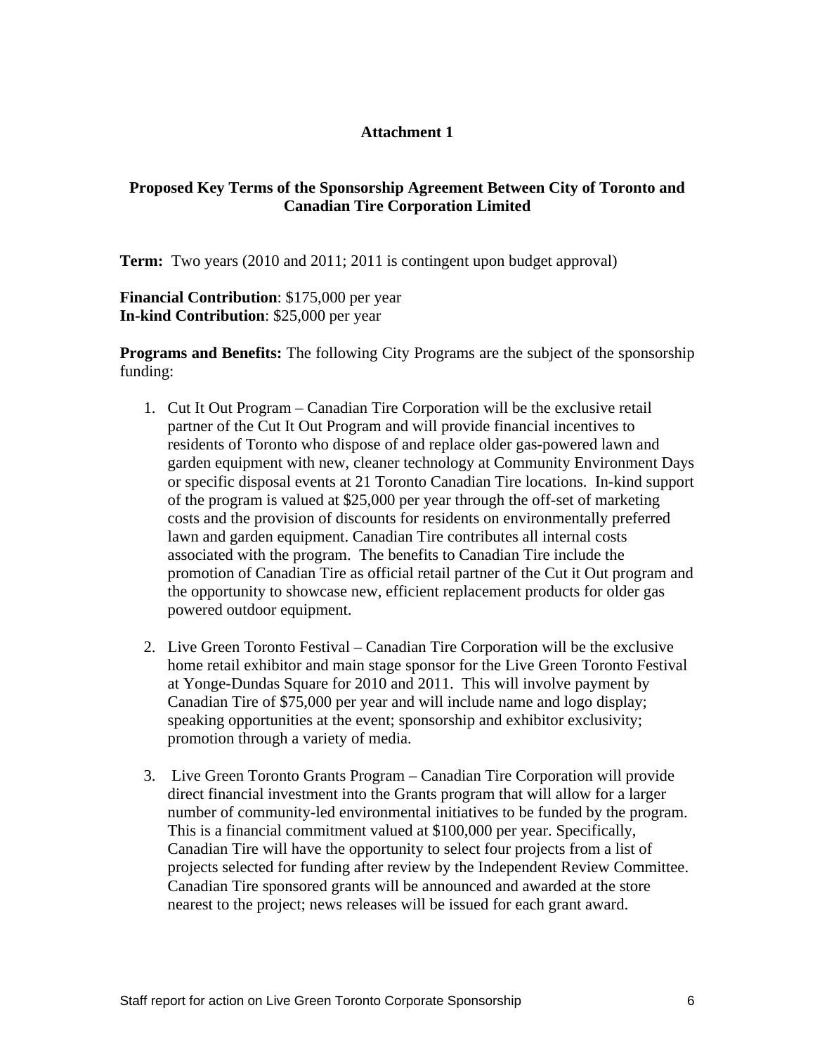## Attachment 1

### Proposed Key Terms of the Sponsorship Agreement Between City of Toronto and Canadian Tire Corporation Limited

**Term:** Two years (2010 and 2011; 2011 is contingent upon budget approval)

**Financial Contribution**: $175,000 per year
**In-kind Contribution**: $25,000 per year

**Programs and Benefits:** The following City Programs are the subject of the sponsorship funding:

1. Cut It Out Program – Canadian Tire Corporation will be the exclusive retail partner of the Cut It Out Program and will provide financial incentives to residents of Toronto who dispose of and replace older gas-powered lawn and garden equipment with new, cleaner technology at Community Environment Days or specific disposal events at 21 Toronto Canadian Tire locations. In-kind support of the program is valued at $25,000 per year through the off-set of marketing costs and the provision of discounts for residents on environmentally preferred lawn and garden equipment. Canadian Tire contributes all internal costs associated with the program. The benefits to Canadian Tire include the promotion of Canadian Tire as official retail partner of the Cut it Out program and the opportunity to showcase new, efficient replacement products for older gas powered outdoor equipment.

2. Live Green Toronto Festival – Canadian Tire Corporation will be the exclusive home retail exhibitor and main stage sponsor for the Live Green Toronto Festival at Yonge-Dundas Square for 2010 and 2011. This will involve payment by Canadian Tire of $75,000 per year and will include name and logo display; speaking opportunities at the event; sponsorship and exhibitor exclusivity; promotion through a variety of media.

3. Live Green Toronto Grants Program – Canadian Tire Corporation will provide direct financial investment into the Grants program that will allow for a larger number of community-led environmental initiatives to be funded by the program. This is a financial commitment valued at $100,000 per year. Specifically, Canadian Tire will have the opportunity to select four projects from a list of projects selected for funding after review by the Independent Review Committee. Canadian Tire sponsored grants will be announced and awarded at the store nearest to the project; news releases will be issued for each grant award.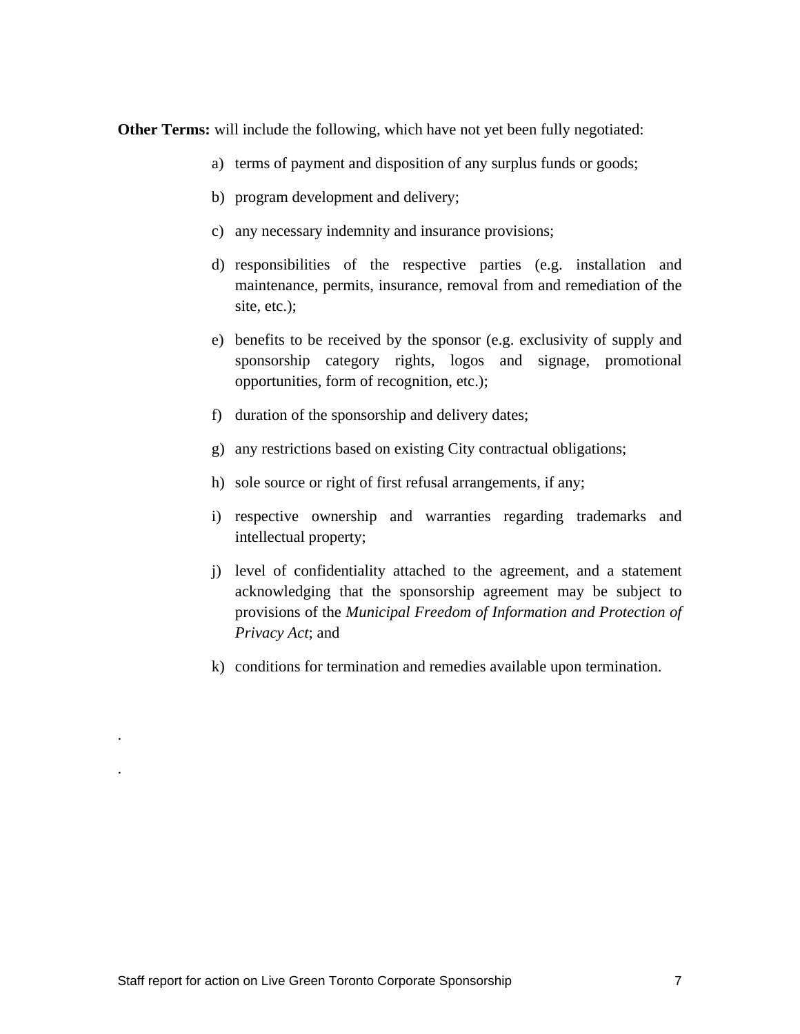**Other Terms:** will include the following, which have not yet been fully negotiated:

a) terms of payment and disposition of any surplus funds or goods;

b) program development and delivery;

c) any necessary indemnity and insurance provisions;

d) responsibilities of the respective parties (e.g. installation and maintenance, permits, insurance, removal from and remediation of the site, etc.);

e) benefits to be received by the sponsor (e.g. exclusivity of supply and sponsorship category rights, logos and signage, promotional opportunities, form of recognition, etc.);

f) duration of the sponsorship and delivery dates;

g) any restrictions based on existing City contractual obligations;

h) sole source or right of first refusal arrangements, if any;

i) respective ownership and warranties regarding trademarks and intellectual property;

j) level of confidentiality attached to the agreement, and a statement acknowledging that the sponsorship agreement may be subject to provisions of the *Municipal Freedom of Information and Protection of Privacy Act*; and

k) conditions for termination and remedies available upon termination.

.

.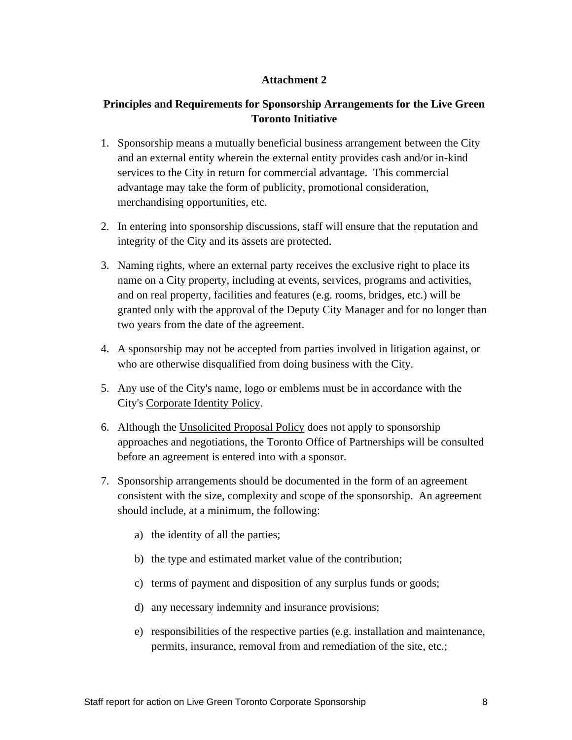**Attachment 2**

**Principles and Requirements for Sponsorship Arrangements for the Live Green Toronto Initiative**

1. Sponsorship means a mutually beneficial business arrangement between the City and an external entity wherein the external entity provides cash and/or in-kind services to the City in return for commercial advantage. This commercial advantage may take the form of publicity, promotional consideration, merchandising opportunities, etc.

2. In entering into sponsorship discussions, staff will ensure that the reputation and integrity of the City and its assets are protected.

3. Naming rights, where an external party receives the exclusive right to place its name on a City property, including at events, services, programs and activities, and on real property, facilities and features (e.g. rooms, bridges, etc.) will be granted only with the approval of the Deputy City Manager and for no longer than two years from the date of the agreement.

4. A sponsorship may not be accepted from parties involved in litigation against, or who are otherwise disqualified from doing business with the City.

5. Any use of the City's name, logo or emblems must be in accordance with the City's Corporate Identity Policy.

6. Although the Unsolicited Proposal Policy does not apply to sponsorship approaches and negotiations, the Toronto Office of Partnerships will be consulted before an agreement is entered into with a sponsor.

7. Sponsorship arrangements should be documented in the form of an agreement consistent with the size, complexity and scope of the sponsorship. An agreement should include, at a minimum, the following:

   a) the identity of all the parties;

   b) the type and estimated market value of the contribution;

   c) terms of payment and disposition of any surplus funds or goods;

   d) any necessary indemnity and insurance provisions;

   e) responsibilities of the respective parties (e.g. installation and maintenance, permits, insurance, removal from and remediation of the site, etc.;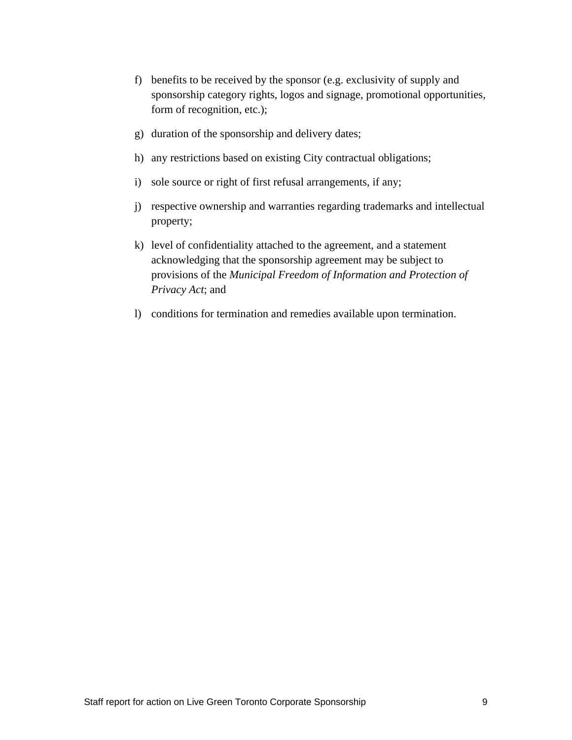f) benefits to be received by the sponsor (e.g. exclusivity of supply and sponsorship category rights, logos and signage, promotional opportunities, form of recognition, etc.);

g) duration of the sponsorship and delivery dates;

h) any restrictions based on existing City contractual obligations;

i) sole source or right of first refusal arrangements, if any;

j) respective ownership and warranties regarding trademarks and intellectual property;

k) level of confidentiality attached to the agreement, and a statement acknowledging that the sponsorship agreement may be subject to provisions of the *Municipal Freedom of Information and Protection of Privacy Act*; and

l) conditions for termination and remedies available upon termination.